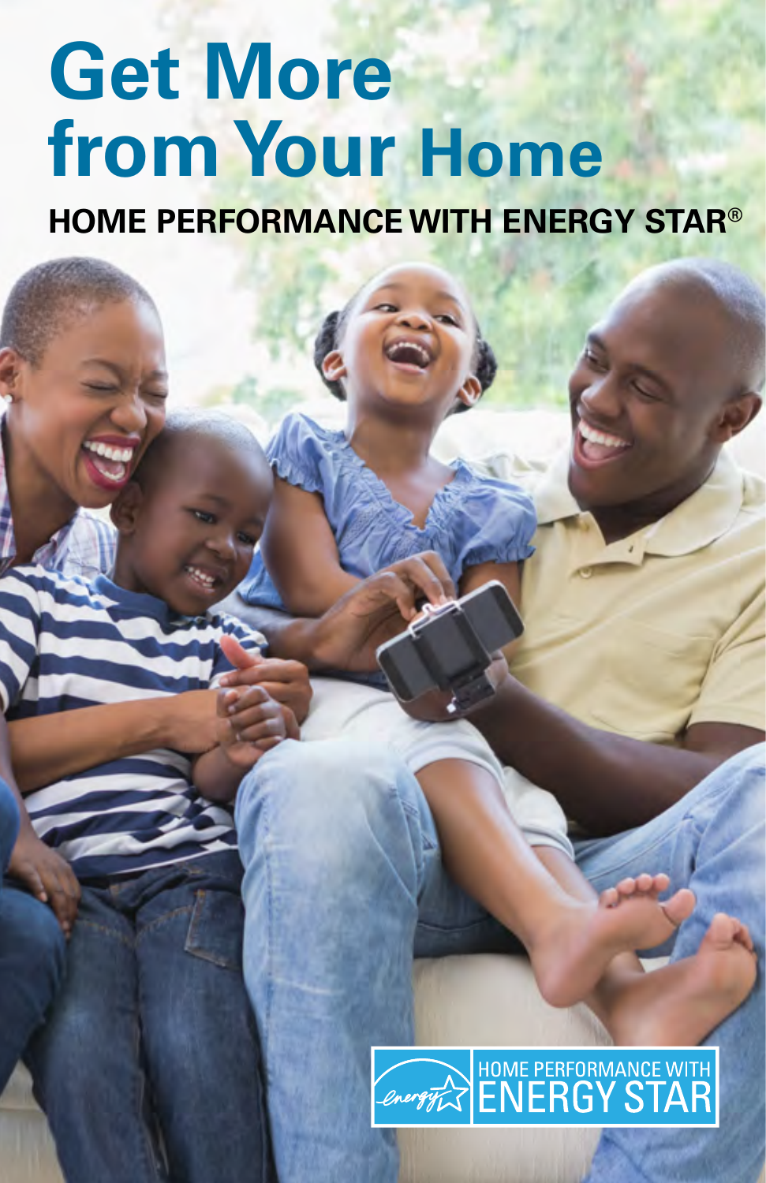# Get More from Your Home

## HOME PERFORMANCE WITH ENERGY STAR®

HOME PERFORMANCE WITH ENERGY STAR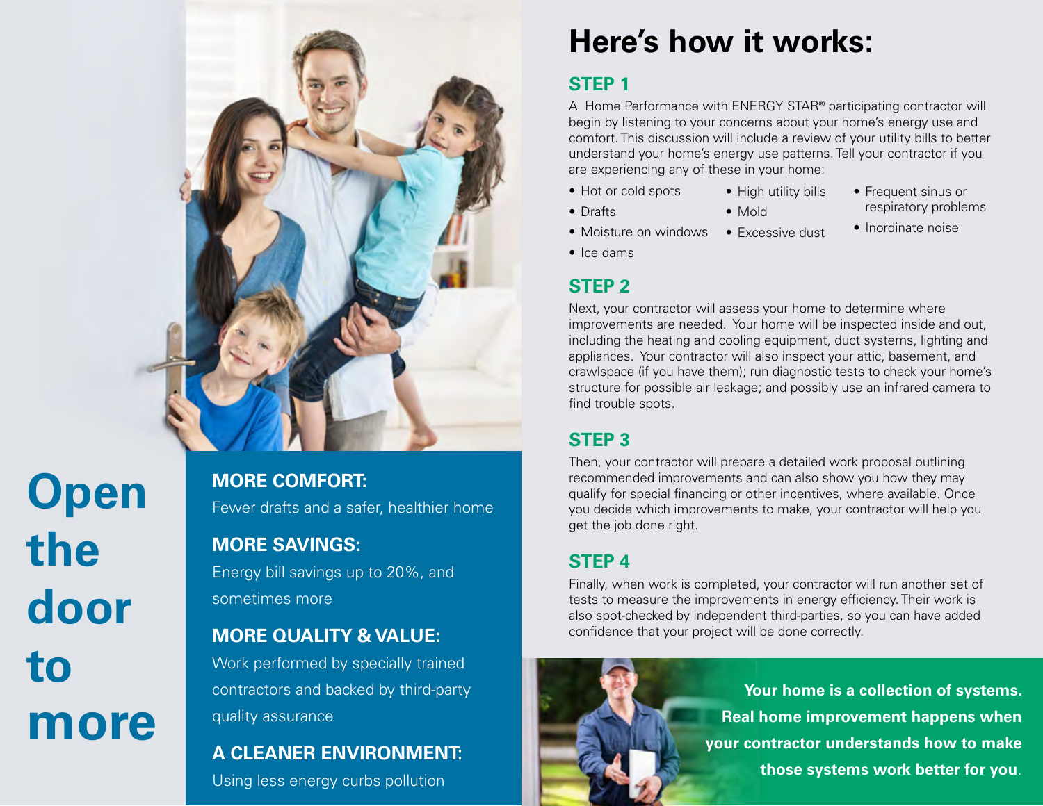# Open the door to more

**MORE COMFORT:**
Fewer drafts and a safer, healthier home

**MORE SAVINGS:**
Energy bill savings up to 20%, and sometimes more

**MORE QUALITY & VALUE:**
Work performed by specially trained contractors and backed by third-party quality assurance

**A CLEANER ENVIRONMENT:**
Using less energy curbs pollution

# Here's how it works:

## STEP 1

A Home Performance with ENERGY STAR® participating contractor will begin by listening to your concerns about your home's energy use and comfort. This discussion will include a review of your utility bills to better understand your home's energy use patterns. Tell your contractor if you are experiencing any of these in your home:

- Hot or cold spots
- Drafts
- Moisture on windows
- Ice dams
- High utility bills
- Mold
- Excessive dust
- Frequent sinus or respiratory problems
- Inordinate noise

## STEP 2

Next, your contractor will assess your home to determine where improvements are needed. Your home will be inspected inside and out, including the heating and cooling equipment, duct systems, lighting and appliances. Your contractor will also inspect your attic, basement, and crawlspace (if you have them); run diagnostic tests to check your home's structure for possible air leakage; and possibly use an infrared camera to find trouble spots.

## STEP 3

Then, your contractor will prepare a detailed work proposal outlining recommended improvements and can also show you how they may qualify for special financing or other incentives, where available. Once you decide which improvements to make, your contractor will help you get the job done right.

## STEP 4

Finally, when work is completed, your contractor will run another set of tests to measure the improvements in energy efficiency. Their work is also spot-checked by independent third-parties, so you can have added confidence that your project will be done correctly.

**Your home is a collection of systems. Real home improvement happens when your contractor understands how to make those systems work better for you.**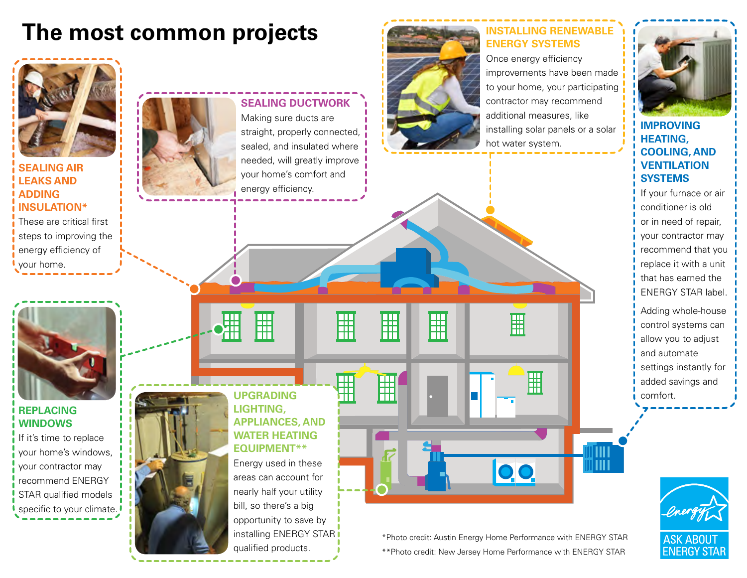# The most common projects

## SEALING AIR LEAKS AND ADDING INSULATION*

These are critical first steps to improving the energy efficiency of your home.

## SEALING DUCTWORK

Making sure ducts are straight, properly connected, sealed, and insulated where needed, will greatly improve your home's comfort and energy efficiency.

## INSTALLING RENEWABLE ENERGY SYSTEMS

Once energy efficiency improvements have been made to your home, your participating contractor may recommend additional measures, like installing solar panels or a solar hot water system.

## IMPROVING HEATING, COOLING, AND VENTILATION SYSTEMS

If your furnace or air conditioner is old or in need of repair, your contractor may recommend that you replace it with a unit that has earned the ENERGY STAR label.

Adding whole-house control systems can allow you to adjust and automate settings instantly for added savings and comfort.

## REPLACING WINDOWS

If it's time to replace your home's windows, your contractor may recommend ENERGY STAR qualified models specific to your climate.

## UPGRADING LIGHTING, APPLIANCES, AND WATER HEATING EQUIPMENT**

Energy used in these areas can account for nearly half your utility bill, so there's a big opportunity to save by installing ENERGY STAR qualified products.

*Photo credit: Austin Energy Home Performance with ENERGY STAR

**Photo credit: New Jersey Home Performance with ENERGY STAR

ASK ABOUT ENERGY STAR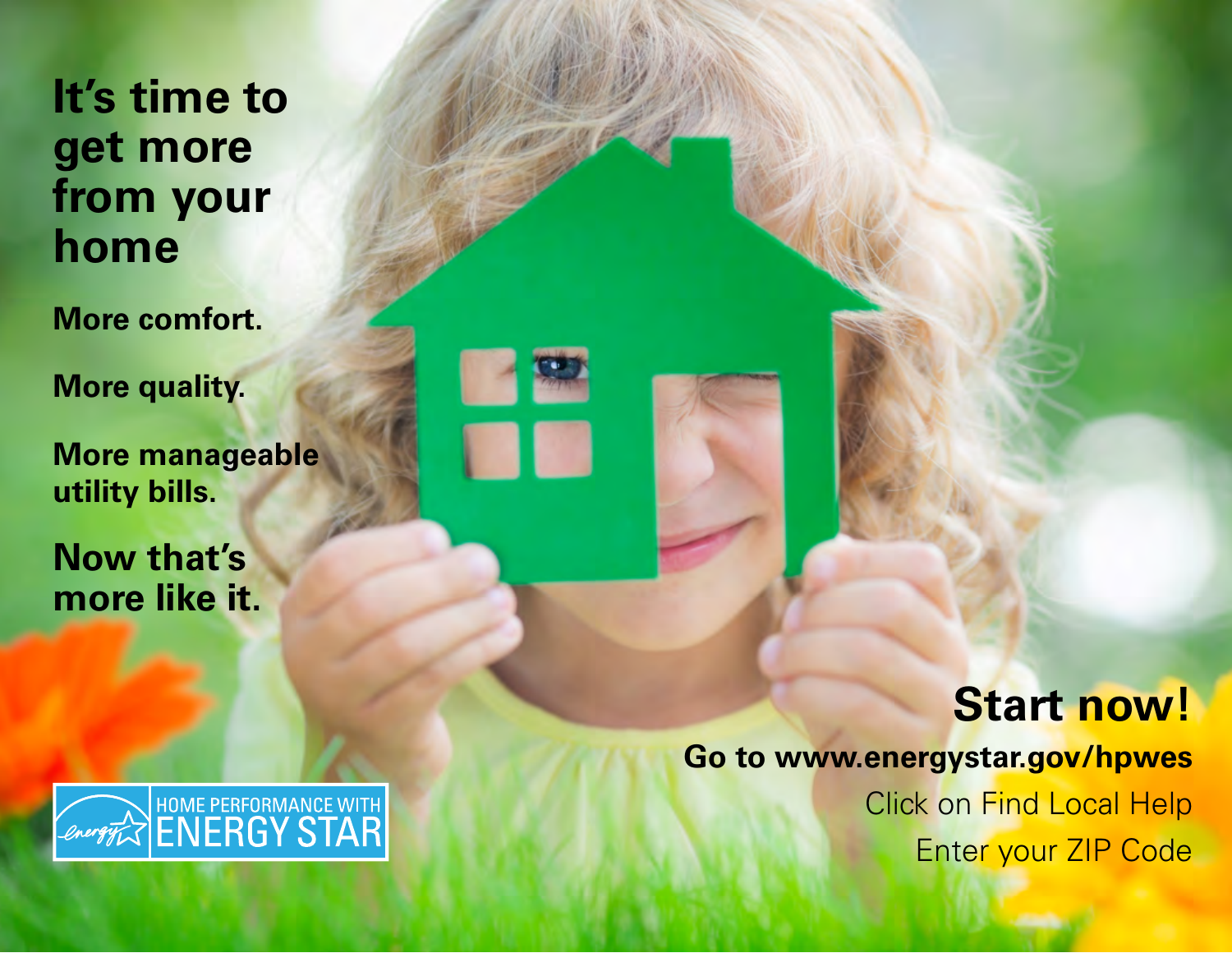# It's time to get more from your home

**More comfort.**

**More quality.**

**More manageable utility bills.**

**Now that's more like it.**

HOME PERFORMANCE WITH ENERGY STAR

## Start now!

**Go to www.energystar.gov/hpwes**

Click on Find Local Help

Enter your ZIP Code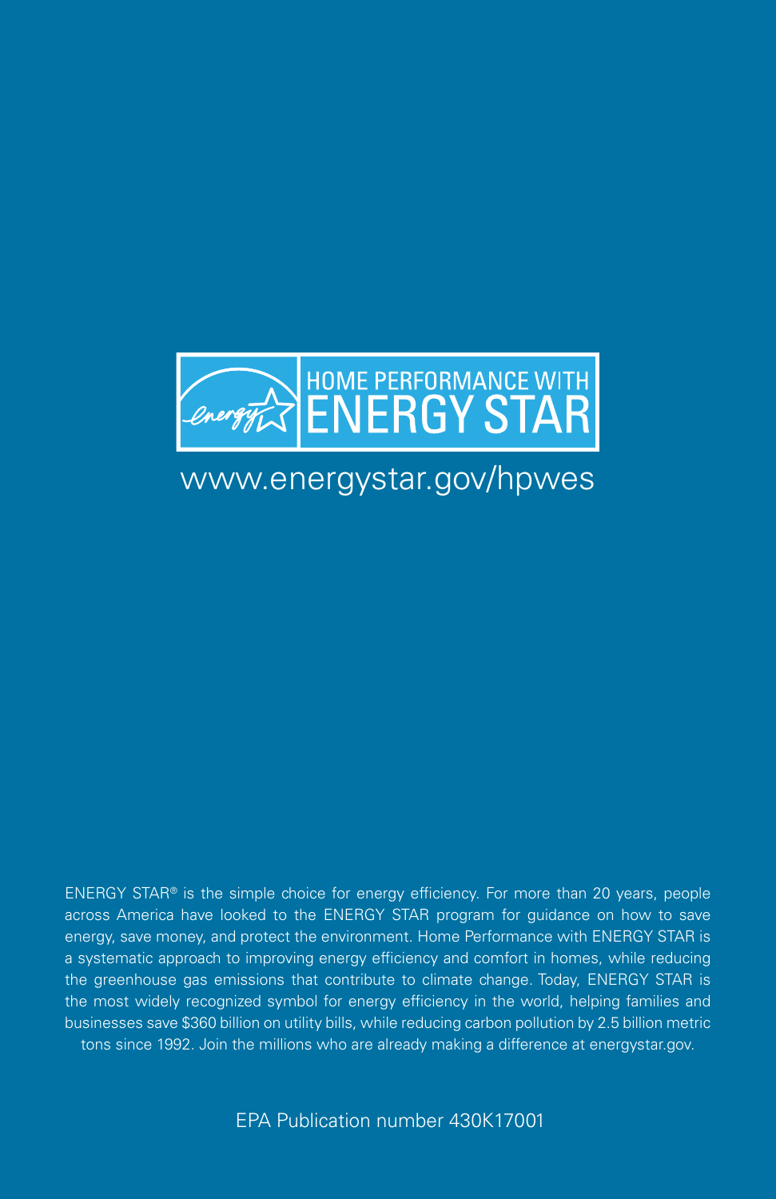HOME PERFORMANCE WITH ENERGY STAR

www.energystar.gov/hpwes

ENERGY STAR® is the simple choice for energy efficiency. For more than 20 years, people across America have looked to the ENERGY STAR program for guidance on how to save energy, save money, and protect the environment. Home Performance with ENERGY STAR is a systematic approach to improving energy efficiency and comfort in homes, while reducing the greenhouse gas emissions that contribute to climate change. Today, ENERGY STAR is the most widely recognized symbol for energy efficiency in the world, helping families and businesses save $360 billion on utility bills, while reducing carbon pollution by 2.5 billion metric tons since 1992. Join the millions who are already making a difference at energystar.gov.

EPA Publication number 430K17001